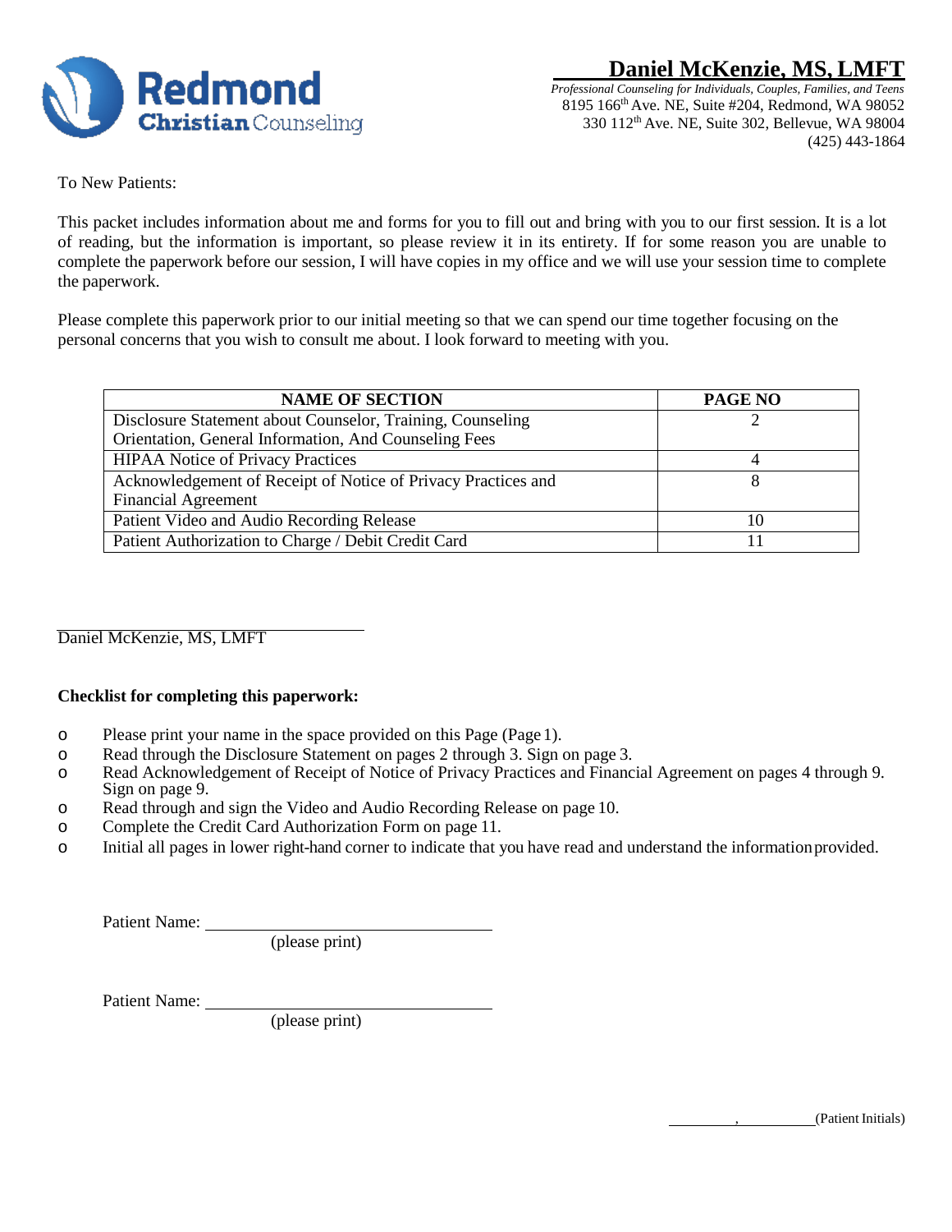# Daniel McKenzie, MS, LMFT

*Professional Counseling for Individuals, Couples, Families, and Teens*
8195 166th Ave. NE, Suite #204, Redmond, WA 98052
330 112th Ave. NE, Suite 302, Bellevue, WA 98004
(425) 443-1864

To New Patients:

This packet includes information about me and forms for you to fill out and bring with you to our first session. It is a lot of reading, but the information is important, so please review it in its entirety. If for some reason you are unable to complete the paperwork before our session, I will have copies in my office and we will use your session time to complete the paperwork.

Please complete this paperwork prior to our initial meeting so that we can spend our time together focusing on the personal concerns that you wish to consult me about. I look forward to meeting with you.

| NAME OF SECTION | PAGE NO |
|---|---|
| Disclosure Statement about Counselor, Training, Counseling Orientation, General Information, And Counseling Fees | 2 |
| HIPAA Notice of Privacy Practices | 4 |
| Acknowledgement of Receipt of Notice of Privacy Practices and Financial Agreement | 8 |
| Patient Video and Audio Recording Release | 10 |
| Patient Authorization to Charge / Debit Credit Card | 11 |

______________________________
Daniel McKenzie, MS, LMFT

**Checklist for completing this paperwork:**

- o Please print your name in the space provided on this Page (Page 1).
- o Read through the Disclosure Statement on pages 2 through 3. Sign on page 3.
- o Read Acknowledgement of Receipt of Notice of Privacy Practices and Financial Agreement on pages 4 through 9. Sign on page 9.
- o Read through and sign the Video and Audio Recording Release on page 10.
- o Complete the Credit Card Authorization Form on page 11.
- o Initial all pages in lower right-hand corner to indicate that you have read and understand the information provided.

Patient Name: ______________________________
(please print)

Patient Name: ______________________________
(please print)

__________ , __________ (Patient Initials)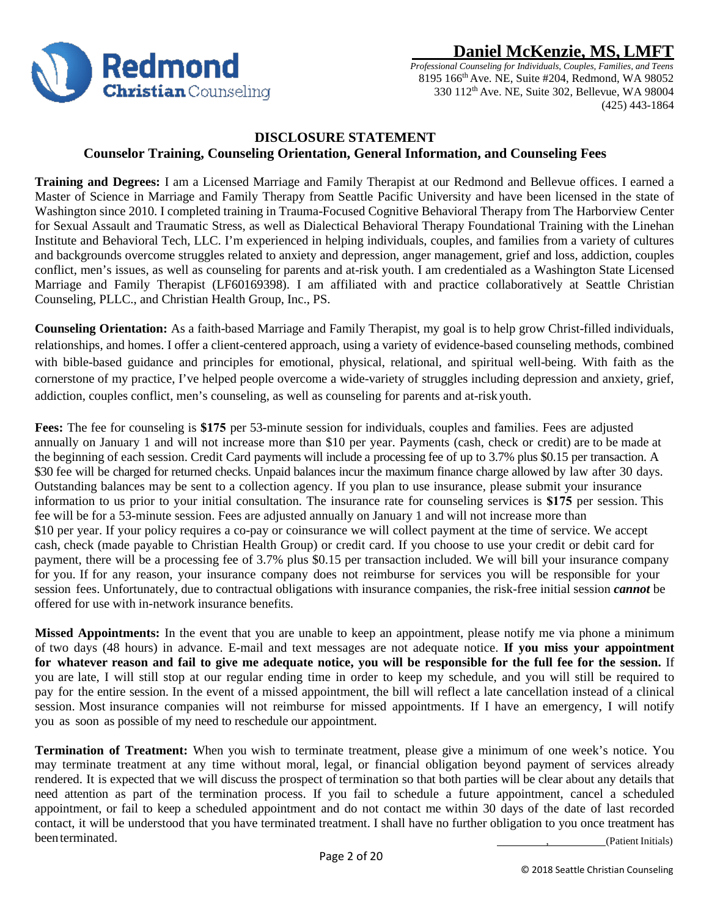# Daniel McKenzie, MS, LMFT

*Professional Counseling for Individuals, Couples, Families, and Teens*
8195 166th Ave. NE, Suite #204, Redmond, WA 98052
330 112th Ave. NE, Suite 302, Bellevue, WA 98004
(425) 443-1864

## DISCLOSURE STATEMENT

### Counselor Training, Counseling Orientation, General Information, and Counseling Fees

**Training and Degrees:** I am a Licensed Marriage and Family Therapist at our Redmond and Bellevue offices. I earned a Master of Science in Marriage and Family Therapy from Seattle Pacific University and have been licensed in the state of Washington since 2010. I completed training in Trauma-Focused Cognitive Behavioral Therapy from The Harborview Center for Sexual Assault and Traumatic Stress, as well as Dialectical Behavioral Therapy Foundational Training with the Linehan Institute and Behavioral Tech, LLC. I'm experienced in helping individuals, couples, and families from a variety of cultures and backgrounds overcome struggles related to anxiety and depression, anger management, grief and loss, addiction, couples conflict, men's issues, as well as counseling for parents and at-risk youth. I am credentialed as a Washington State Licensed Marriage and Family Therapist (LF60169398). I am affiliated with and practice collaboratively at Seattle Christian Counseling, PLLC., and Christian Health Group, Inc., PS.

**Counseling Orientation:** As a faith-based Marriage and Family Therapist, my goal is to help grow Christ-filled individuals, relationships, and homes. I offer a client-centered approach, using a variety of evidence-based counseling methods, combined with bible-based guidance and principles for emotional, physical, relational, and spiritual well-being. With faith as the cornerstone of my practice, I've helped people overcome a wide-variety of struggles including depression and anxiety, grief, addiction, couples conflict, men's counseling, as well as counseling for parents and at-risk youth.

**Fees:** The fee for counseling is **$175** per 53-minute session for individuals, couples and families. Fees are adjusted annually on January 1 and will not increase more than $10 per year. Payments (cash, check or credit) are to be made at the beginning of each session. Credit Card payments will include a processing fee of up to 3.7% plus $0.15 per transaction. A $30 fee will be charged for returned checks. Unpaid balances incur the maximum finance charge allowed by law after 30 days. Outstanding balances may be sent to a collection agency. If you plan to use insurance, please submit your insurance information to us prior to your initial consultation. The insurance rate for counseling services is **$175** per session. This fee will be for a 53-minute session. Fees are adjusted annually on January 1 and will not increase more than $10 per year. If your policy requires a co-pay or coinsurance we will collect payment at the time of service. We accept cash, check (made payable to Christian Health Group) or credit card. If you choose to use your credit or debit card for payment, there will be a processing fee of 3.7% plus $0.15 per transaction included. We will bill your insurance company for you. If for any reason, your insurance company does not reimburse for services you will be responsible for your session fees. Unfortunately, due to contractual obligations with insurance companies, the risk-free initial session ***cannot*** be offered for use with in-network insurance benefits.

**Missed Appointments:** In the event that you are unable to keep an appointment, please notify me via phone a minimum of two days (48 hours) in advance. E-mail and text messages are not adequate notice. **If you miss your appointment for whatever reason and fail to give me adequate notice, you will be responsible for the full fee for the session.** If you are late, I will still stop at our regular ending time in order to keep my schedule, and you will still be required to pay for the entire session. In the event of a missed appointment, the bill will reflect a late cancellation instead of a clinical session. Most insurance companies will not reimburse for missed appointments. If I have an emergency, I will notify you as soon as possible of my need to reschedule our appointment.

**Termination of Treatment:** When you wish to terminate treatment, please give a minimum of one week's notice. You may terminate treatment at any time without moral, legal, or financial obligation beyond payment of services already rendered. It is expected that we will discuss the prospect of termination so that both parties will be clear about any details that need attention as part of the termination process. If you fail to schedule a future appointment, cancel a scheduled appointment, or fail to keep a scheduled appointment and do not contact me within 30 days of the date of last recorded contact, it will be understood that you have terminated treatment. I shall have no further obligation to you once treatment has been terminated.

________, ________(Patient Initials)

© 2018 Seattle Christian Counseling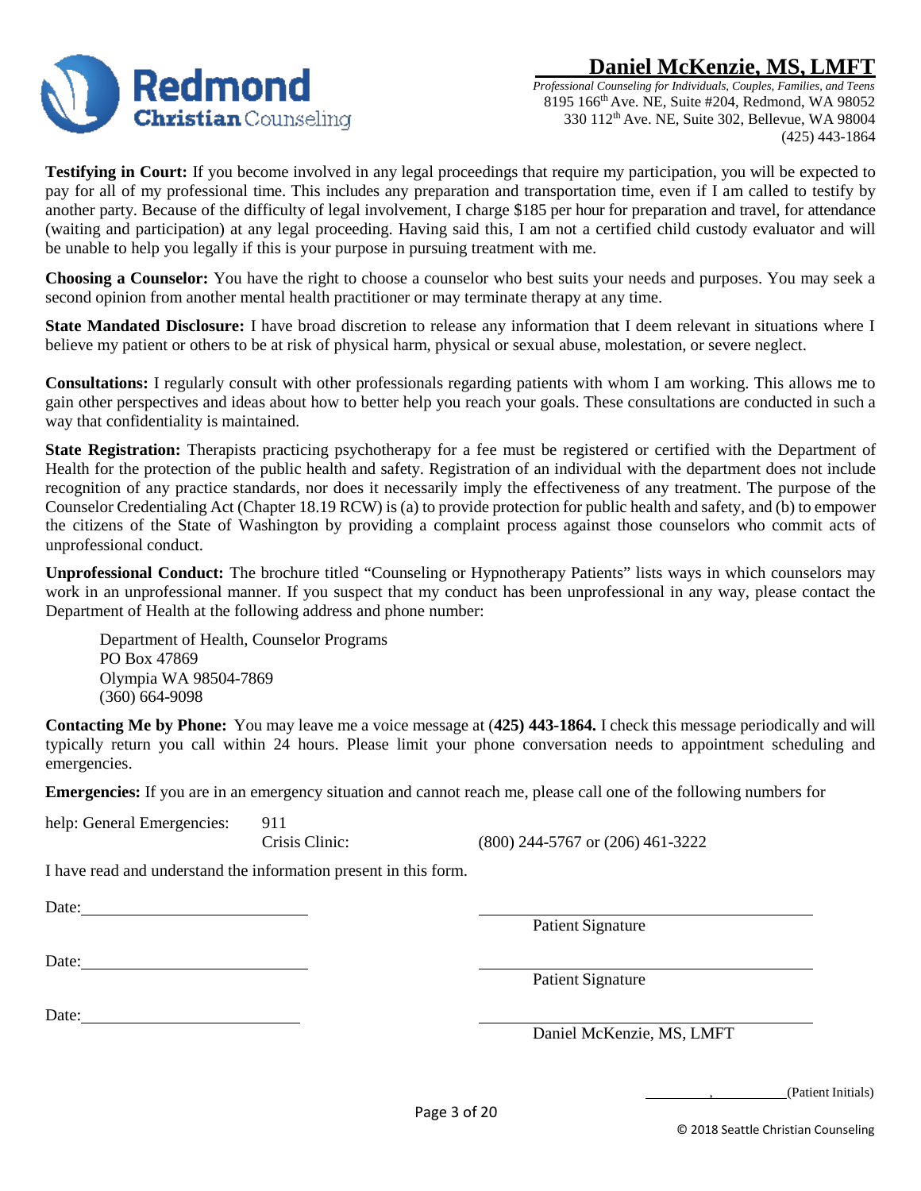**Testifying in Court:** If you become involved in any legal proceedings that require my participation, you will be expected to pay for all of my professional time. This includes any preparation and transportation time, even if I am called to testify by another party. Because of the difficulty of legal involvement, I charge $185 per hour for preparation and travel, for attendance (waiting and participation) at any legal proceeding. Having said this, I am not a certified child custody evaluator and will be unable to help you legally if this is your purpose in pursuing treatment with me.

**Choosing a Counselor:** You have the right to choose a counselor who best suits your needs and purposes. You may seek a second opinion from another mental health practitioner or may terminate therapy at any time.

**State Mandated Disclosure:** I have broad discretion to release any information that I deem relevant in situations where I believe my patient or others to be at risk of physical harm, physical or sexual abuse, molestation, or severe neglect.

**Consultations:** I regularly consult with other professionals regarding patients with whom I am working. This allows me to gain other perspectives and ideas about how to better help you reach your goals. These consultations are conducted in such a way that confidentiality is maintained.

**State Registration:** Therapists practicing psychotherapy for a fee must be registered or certified with the Department of Health for the protection of the public health and safety. Registration of an individual with the department does not include recognition of any practice standards, nor does it necessarily imply the effectiveness of any treatment. The purpose of the Counselor Credentialing Act (Chapter 18.19 RCW) is (a) to provide protection for public health and safety, and (b) to empower the citizens of the State of Washington by providing a complaint process against those counselors who commit acts of unprofessional conduct.

**Unprofessional Conduct:** The brochure titled "Counseling or Hypnotherapy Patients" lists ways in which counselors may work in an unprofessional manner. If you suspect that my conduct has been unprofessional in any way, please contact the Department of Health at the following address and phone number:

Department of Health, Counselor Programs
PO Box 47869
Olympia WA 98504-7869
(360) 664-9098

**Contacting Me by Phone:** You may leave me a voice message at (**425) 443-1864.** I check this message periodically and will typically return you call within 24 hours. Please limit your phone conversation needs to appointment scheduling and emergencies.

**Emergencies:** If you are in an emergency situation and cannot reach me, please call one of the following numbers for help:

General Emergencies: 911
Crisis Clinic: (800) 244-5767 or (206) 461-3222

I have read and understand the information present in this form.

Date: ______________________ ______________________
Patient Signature

Date: ______________________ ______________________
Patient Signature

Date: ______________________ ______________________
Daniel McKenzie, MS, LMFT

________, ________(Patient Initials)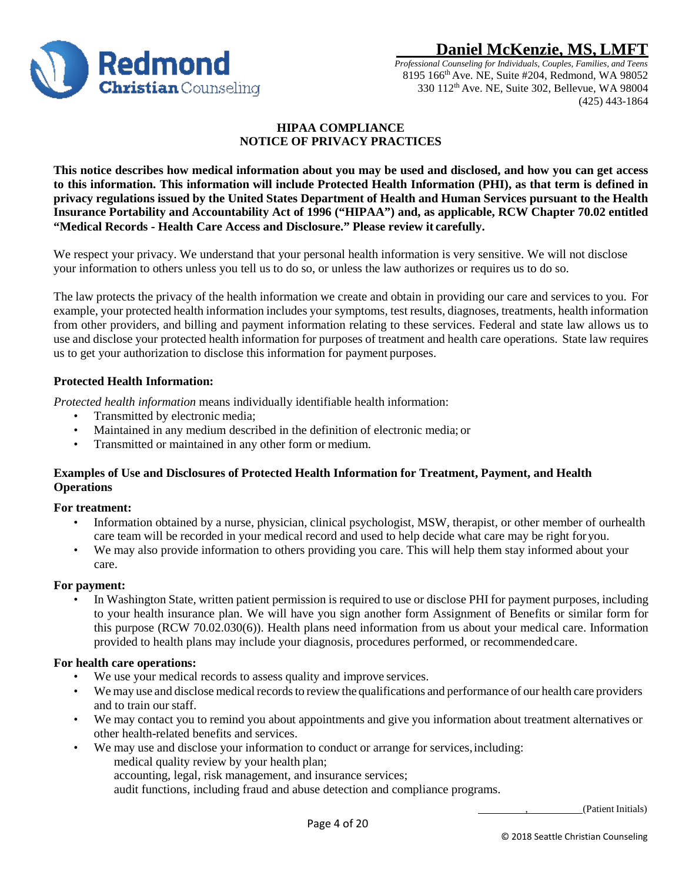# Daniel McKenzie, MS, LMFT

*Professional Counseling for Individuals, Couples, Families, and Teens*
8195 166th Ave. NE, Suite #204, Redmond, WA 98052
330 112th Ave. NE, Suite 302, Bellevue, WA 98004
(425) 443-1864

## HIPAA COMPLIANCE
## NOTICE OF PRIVACY PRACTICES

**This notice describes how medical information about you may be used and disclosed, and how you can get access to this information. This information will include Protected Health Information (PHI), as that term is defined in privacy regulations issued by the United States Department of Health and Human Services pursuant to the Health Insurance Portability and Accountability Act of 1996 ("HIPAA") and, as applicable, RCW Chapter 70.02 entitled "Medical Records - Health Care Access and Disclosure." Please review it carefully.**

We respect your privacy. We understand that your personal health information is very sensitive. We will not disclose your information to others unless you tell us to do so, or unless the law authorizes or requires us to do so.

The law protects the privacy of the health information we create and obtain in providing our care and services to you. For example, your protected health information includes your symptoms, test results, diagnoses, treatments, health information from other providers, and billing and payment information relating to these services. Federal and state law allows us to use and disclose your protected health information for purposes of treatment and health care operations. State law requires us to get your authorization to disclose this information for payment purposes.

### Protected Health Information:

*Protected health information* means individually identifiable health information:

- Transmitted by electronic media;
- Maintained in any medium described in the definition of electronic media; or
- Transmitted or maintained in any other form or medium.

### Examples of Use and Disclosures of Protected Health Information for Treatment, Payment, and Health Operations

**For treatment:**

- Information obtained by a nurse, physician, clinical psychologist, MSW, therapist, or other member of ourhealth care team will be recorded in your medical record and used to help decide what care may be right foryou.
- We may also provide information to others providing you care. This will help them stay informed about your care.

**For payment:**

- In Washington State, written patient permission is required to use or disclose PHI for payment purposes, including to your health insurance plan. We will have you sign another form Assignment of Benefits or similar form for this purpose (RCW 70.02.030(6)). Health plans need information from us about your medical care. Information provided to health plans may include your diagnosis, procedures performed, or recommendedcare.

**For health care operations:**

- We use your medical records to assess quality and improve services.
- We may use and disclose medical records to review the qualifications and performance of our health care providers and to train our staff.
- We may contact you to remind you about appointments and give you information about treatment alternatives or other health-related benefits and services.
- We may use and disclose your information to conduct or arrange for services, including:
  - medical quality review by your health plan;
  - accounting, legal, risk management, and insurance services;
  - audit functions, including fraud and abuse detection and compliance programs.

\_\_\_\_\_\_\_\_\_, \_\_\_\_\_\_\_\_\_\_(Patient Initials)

© 2018 Seattle Christian Counseling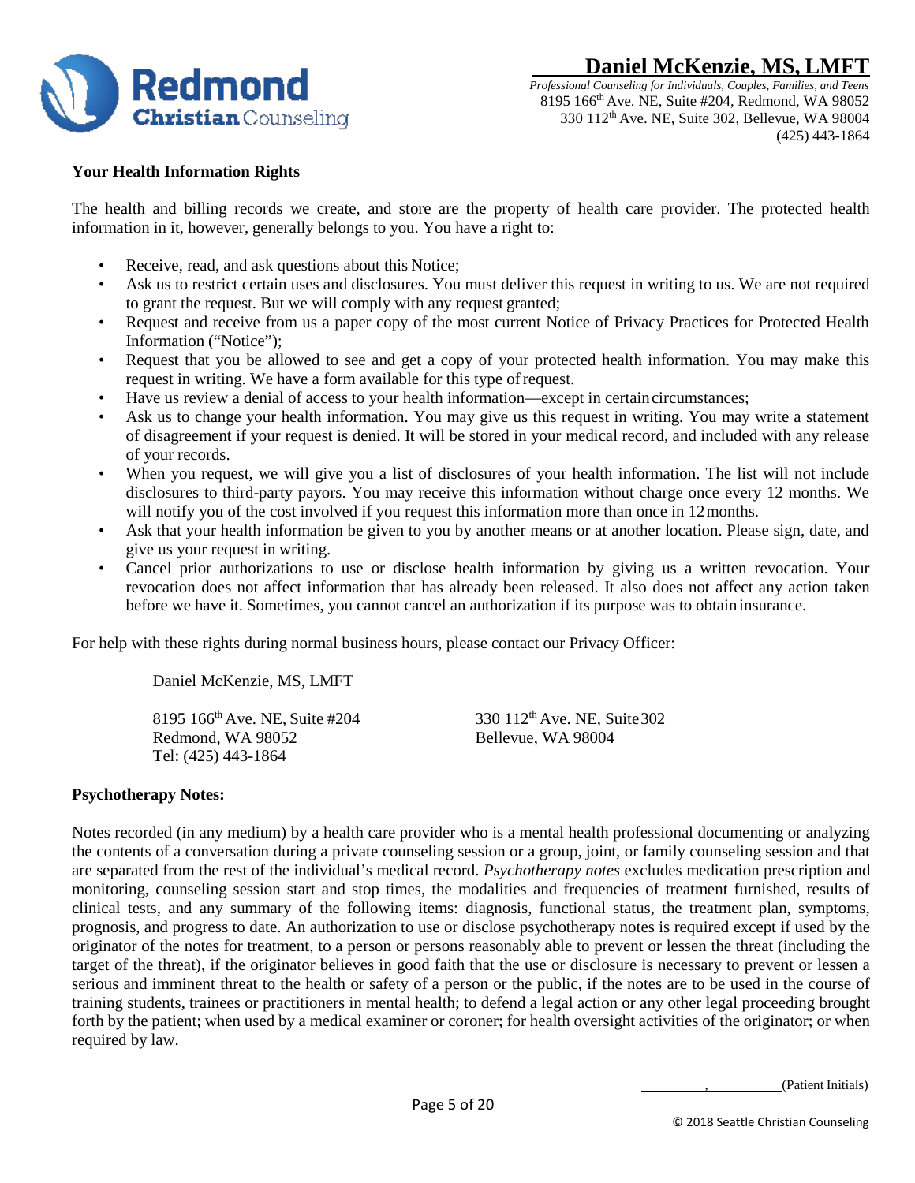## Your Health Information Rights

The health and billing records we create, and store are the property of health care provider. The protected health information in it, however, generally belongs to you. You have a right to:

- Receive, read, and ask questions about this Notice;
- Ask us to restrict certain uses and disclosures. You must deliver this request in writing to us. We are not required to grant the request. But we will comply with any request granted;
- Request and receive from us a paper copy of the most current Notice of Privacy Practices for Protected Health Information ("Notice");
- Request that you be allowed to see and get a copy of your protected health information. You may make this request in writing. We have a form available for this type of request.
- Have us review a denial of access to your health information—except in certain circumstances;
- Ask us to change your health information. You may give us this request in writing. You may write a statement of disagreement if your request is denied. It will be stored in your medical record, and included with any release of your records.
- When you request, we will give you a list of disclosures of your health information. The list will not include disclosures to third-party payors. You may receive this information without charge once every 12 months. We will notify you of the cost involved if you request this information more than once in 12 months.
- Ask that your health information be given to you by another means or at another location. Please sign, date, and give us your request in writing.
- Cancel prior authorizations to use or disclose health information by giving us a written revocation. Your revocation does not affect information that has already been released. It also does not affect any action taken before we have it. Sometimes, you cannot cancel an authorization if its purpose was to obtain insurance.

For help with these rights during normal business hours, please contact our Privacy Officer:

Daniel McKenzie, MS, LMFT

8195 166th Ave. NE, Suite #204
Redmond, WA 98052
Tel: (425) 443-1864

330 112th Ave. NE, Suite 302
Bellevue, WA 98004

## Psychotherapy Notes:

Notes recorded (in any medium) by a health care provider who is a mental health professional documenting or analyzing the contents of a conversation during a private counseling session or a group, joint, or family counseling session and that are separated from the rest of the individual's medical record. *Psychotherapy notes* excludes medication prescription and monitoring, counseling session start and stop times, the modalities and frequencies of treatment furnished, results of clinical tests, and any summary of the following items: diagnosis, functional status, the treatment plan, symptoms, prognosis, and progress to date. An authorization to use or disclose psychotherapy notes is required except if used by the originator of the notes for treatment, to a person or persons reasonably able to prevent or lessen the threat (including the target of the threat), if the originator believes in good faith that the use or disclosure is necessary to prevent or lessen a serious and imminent threat to the health or safety of a person or the public, if the notes are to be used in the course of training students, trainees or practitioners in mental health; to defend a legal action or any other legal proceeding brought forth by the patient; when used by a medical examiner or coroner; for health oversight activities of the originator; or when required by law.

\_\_\_\_\_\_\_\_\_, \_\_\_\_\_\_\_\_\_\_(Patient Initials)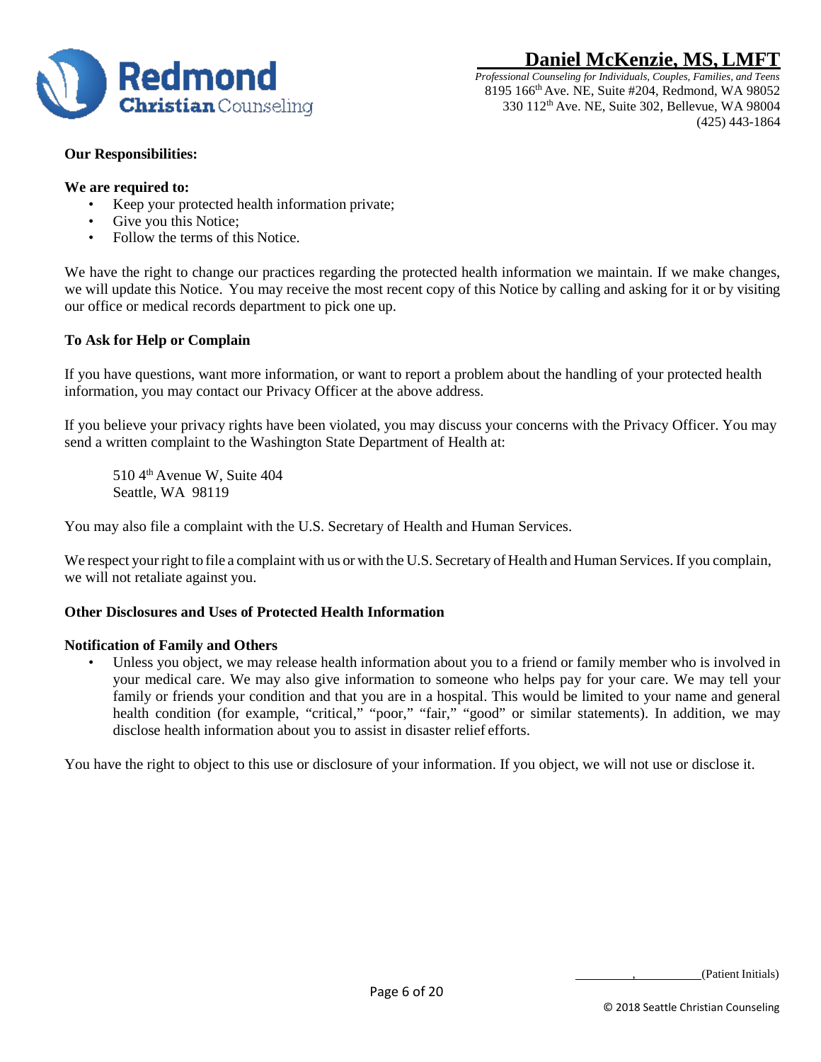**Our Responsibilities:**

**We are required to:**

- Keep your protected health information private;
- Give you this Notice;
- Follow the terms of this Notice.

We have the right to change our practices regarding the protected health information we maintain. If we make changes, we will update this Notice. You may receive the most recent copy of this Notice by calling and asking for it or by visiting our office or medical records department to pick one up.

**To Ask for Help or Complain**

If you have questions, want more information, or want to report a problem about the handling of your protected health information, you may contact our Privacy Officer at the above address.

If you believe your privacy rights have been violated, you may discuss your concerns with the Privacy Officer. You may send a written complaint to the Washington State Department of Health at:

510 4th Avenue W, Suite 404
Seattle, WA 98119

You may also file a complaint with the U.S. Secretary of Health and Human Services.

We respect your right to file a complaint with us or with the U.S. Secretary of Health and Human Services. If you complain, we will not retaliate against you.

**Other Disclosures and Uses of Protected Health Information**

**Notification of Family and Others**

- Unless you object, we may release health information about you to a friend or family member who is involved in your medical care. We may also give information to someone who helps pay for your care. We may tell your family or friends your condition and that you are in a hospital. This would be limited to your name and general health condition (for example, "critical," "poor," "fair," "good" or similar statements). In addition, we may disclose health information about you to assist in disaster relief efforts.

You have the right to object to this use or disclosure of your information. If you object, we will not use or disclose it.

\_\_\_\_\_\_\_\_\_, \_\_\_\_\_\_\_\_\_\_(Patient Initials)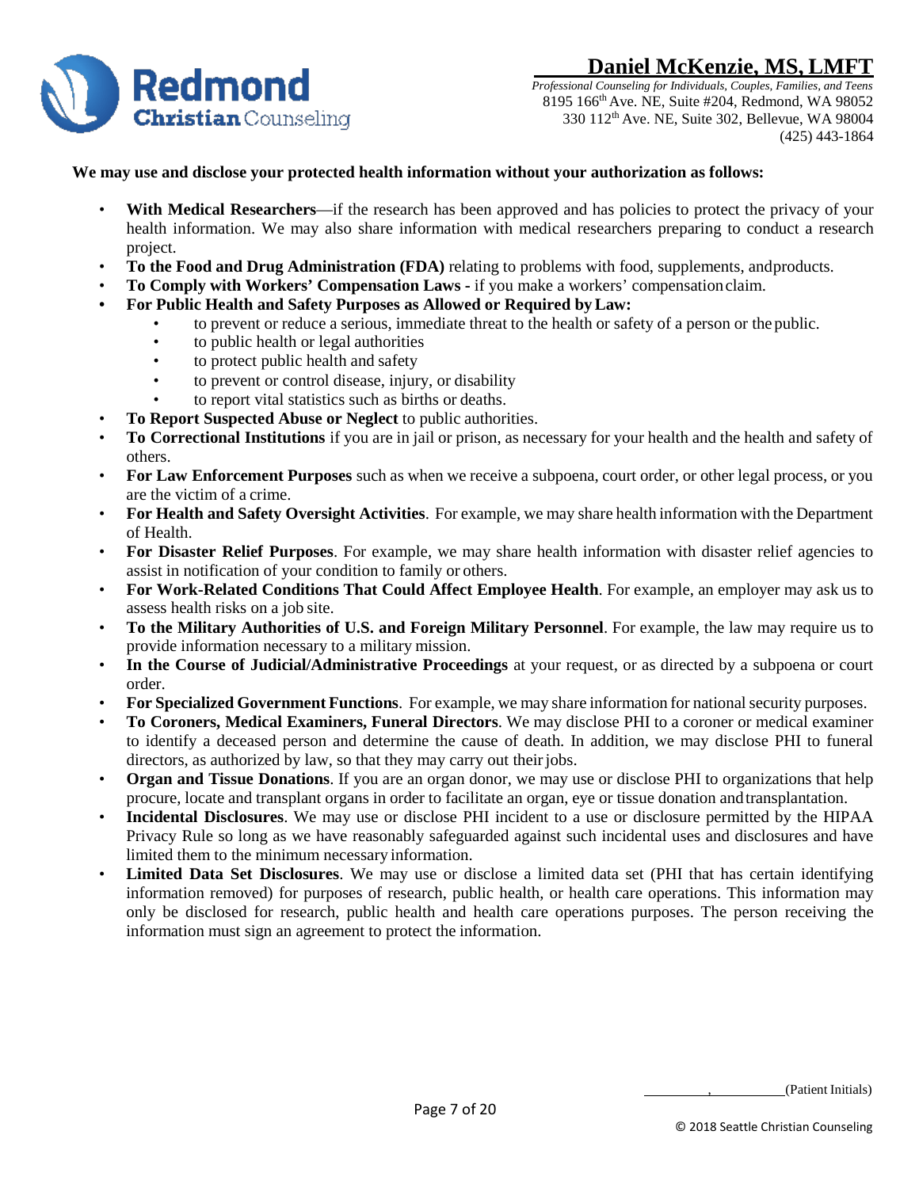**We may use and disclose your protected health information without your authorization as follows:**

- **With Medical Researchers**—if the research has been approved and has policies to protect the privacy of your health information. We may also share information with medical researchers preparing to conduct a research project.
- **To the Food and Drug Administration (FDA)** relating to problems with food, supplements, and products.
- **To Comply with Workers' Compensation Laws** - if you make a workers' compensation claim.
- **For Public Health and Safety Purposes as Allowed or Required by Law:**
  - to prevent or reduce a serious, immediate threat to the health or safety of a person or the public.
  - to public health or legal authorities
  - to protect public health and safety
  - to prevent or control disease, injury, or disability
  - to report vital statistics such as births or deaths.
- **To Report Suspected Abuse or Neglect** to public authorities.
- **To Correctional Institutions** if you are in jail or prison, as necessary for your health and the health and safety of others.
- **For Law Enforcement Purposes** such as when we receive a subpoena, court order, or other legal process, or you are the victim of a crime.
- **For Health and Safety Oversight Activities**. For example, we may share health information with the Department of Health.
- **For Disaster Relief Purposes**. For example, we may share health information with disaster relief agencies to assist in notification of your condition to family or others.
- **For Work-Related Conditions That Could Affect Employee Health**. For example, an employer may ask us to assess health risks on a job site.
- **To the Military Authorities of U.S. and Foreign Military Personnel**. For example, the law may require us to provide information necessary to a military mission.
- **In the Course of Judicial/Administrative Proceedings** at your request, or as directed by a subpoena or court order.
- **For Specialized Government Functions**. For example, we may share information for national security purposes.
- **To Coroners, Medical Examiners, Funeral Directors**. We may disclose PHI to a coroner or medical examiner to identify a deceased person and determine the cause of death. In addition, we may disclose PHI to funeral directors, as authorized by law, so that they may carry out their jobs.
- **Organ and Tissue Donations**. If you are an organ donor, we may use or disclose PHI to organizations that help procure, locate and transplant organs in order to facilitate an organ, eye or tissue donation and transplantation.
- **Incidental Disclosures**. We may use or disclose PHI incident to a use or disclosure permitted by the HIPAA Privacy Rule so long as we have reasonably safeguarded against such incidental uses and disclosures and have limited them to the minimum necessary information.
- **Limited Data Set Disclosures**. We may use or disclose a limited data set (PHI that has certain identifying information removed) for purposes of research, public health, or health care operations. This information may only be disclosed for research, public health and health care operations purposes. The person receiving the information must sign an agreement to protect the information.

__________, __________(Patient Initials)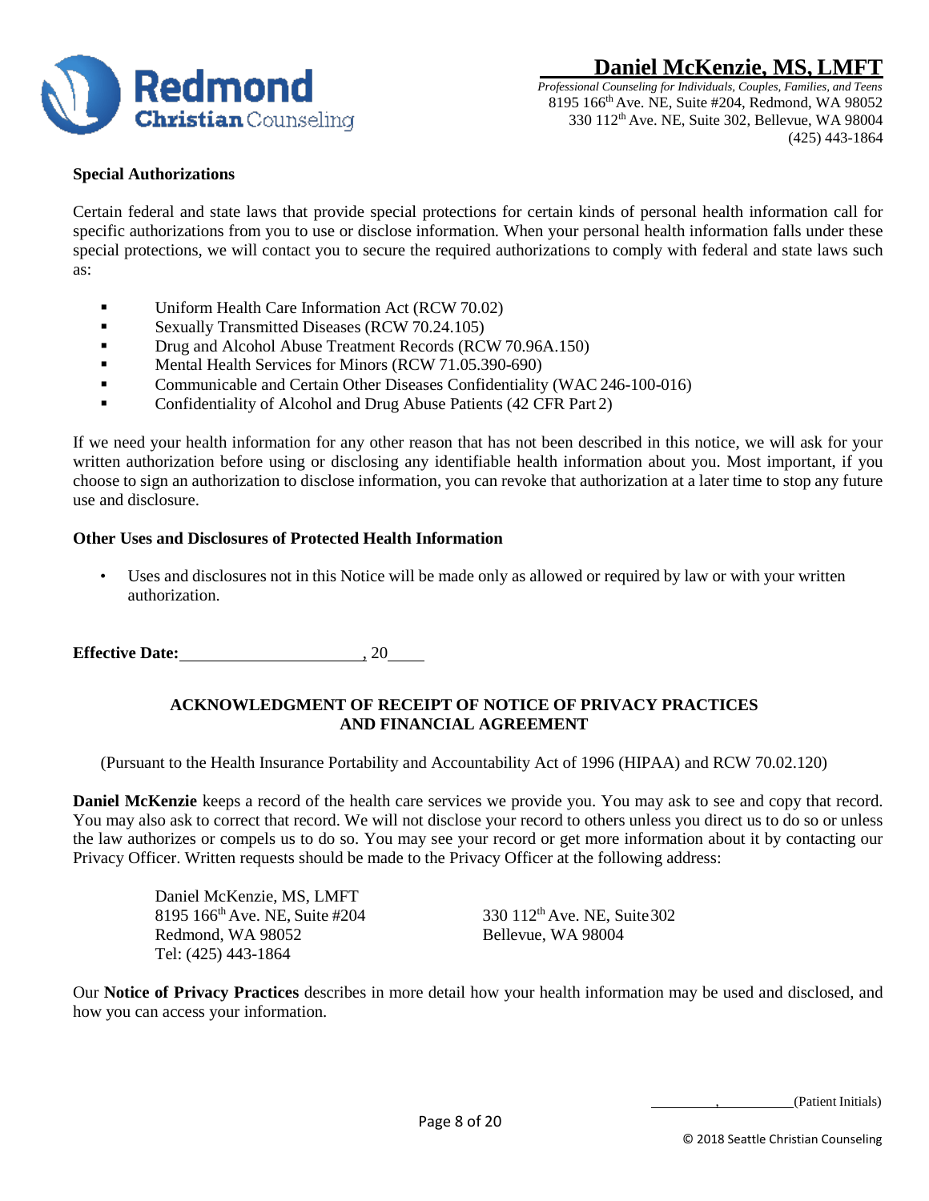### Special Authorizations

Certain federal and state laws that provide special protections for certain kinds of personal health information call for specific authorizations from you to use or disclose information. When your personal health information falls under these special protections, we will contact you to secure the required authorizations to comply with federal and state laws such as:

- Uniform Health Care Information Act (RCW 70.02)
- Sexually Transmitted Diseases (RCW 70.24.105)
- Drug and Alcohol Abuse Treatment Records (RCW 70.96A.150)
- Mental Health Services for Minors (RCW 71.05.390-690)
- Communicable and Certain Other Diseases Confidentiality (WAC 246-100-016)
- Confidentiality of Alcohol and Drug Abuse Patients (42 CFR Part 2)

If we need your health information for any other reason that has not been described in this notice, we will ask for your written authorization before using or disclosing any identifiable health information about you. Most important, if you choose to sign an authorization to disclose information, you can revoke that authorization at a later time to stop any future use and disclosure.

### Other Uses and Disclosures of Protected Health Information

- Uses and disclosures not in this Notice will be made only as allowed or required by law or with your written authorization.

**Effective Date:**______________________, 20____

### ACKNOWLEDGMENT OF RECEIPT OF NOTICE OF PRIVACY PRACTICES AND FINANCIAL AGREEMENT

(Pursuant to the Health Insurance Portability and Accountability Act of 1996 (HIPAA) and RCW 70.02.120)

**Daniel McKenzie** keeps a record of the health care services we provide you. You may ask to see and copy that record. You may also ask to correct that record. We will not disclose your record to others unless you direct us to do so or unless the law authorizes or compels us to do so. You may see your record or get more information about it by contacting our Privacy Officer. Written requests should be made to the Privacy Officer at the following address:

Daniel McKenzie, MS, LMFT
8195 166th Ave. NE, Suite #204
Redmond, WA 98052
Tel: (425) 443-1864

330 112th Ave. NE, Suite 302
Bellevue, WA 98004

Our **Notice of Privacy Practices** describes in more detail how your health information may be used and disclosed, and how you can access your information.

_________, _________(Patient Initials)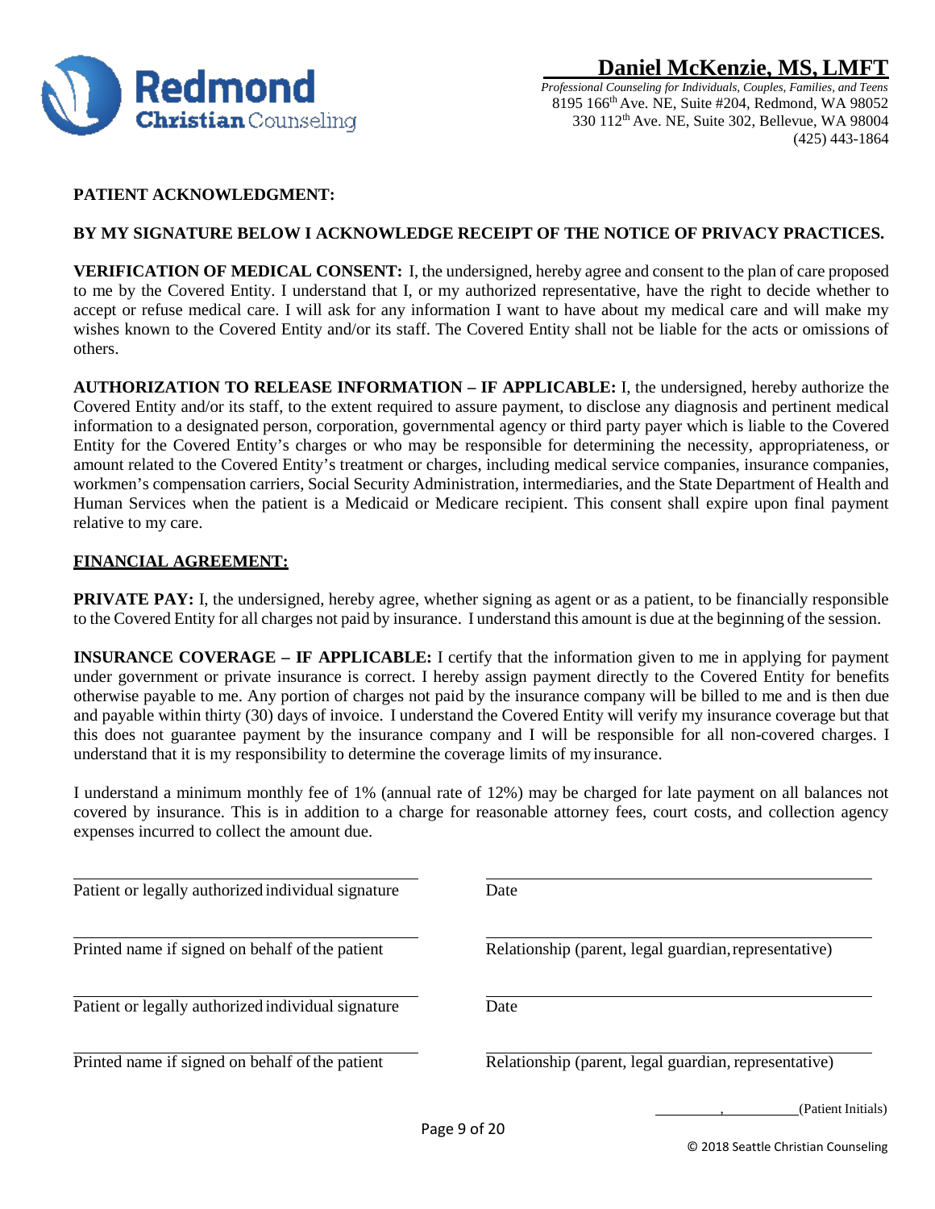**Daniel McKenzie, MS, LMFT**

*Professional Counseling for Individuals, Couples, Families, and Teens*
8195 166th Ave. NE, Suite #204, Redmond, WA 98052
330 112th Ave. NE, Suite 302, Bellevue, WA 98004
(425) 443-1864

**PATIENT ACKNOWLEDGMENT:**

**BY MY SIGNATURE BELOW I ACKNOWLEDGE RECEIPT OF THE NOTICE OF PRIVACY PRACTICES.**

**VERIFICATION OF MEDICAL CONSENT:** I, the undersigned, hereby agree and consent to the plan of care proposed to me by the Covered Entity. I understand that I, or my authorized representative, have the right to decide whether to accept or refuse medical care. I will ask for any information I want to have about my medical care and will make my wishes known to the Covered Entity and/or its staff. The Covered Entity shall not be liable for the acts or omissions of others.

**AUTHORIZATION TO RELEASE INFORMATION – IF APPLICABLE:** I, the undersigned, hereby authorize the Covered Entity and/or its staff, to the extent required to assure payment, to disclose any diagnosis and pertinent medical information to a designated person, corporation, governmental agency or third party payer which is liable to the Covered Entity for the Covered Entity's charges or who may be responsible for determining the necessity, appropriateness, or amount related to the Covered Entity's treatment or charges, including medical service companies, insurance companies, workmen's compensation carriers, Social Security Administration, intermediaries, and the State Department of Health and Human Services when the patient is a Medicaid or Medicare recipient. This consent shall expire upon final payment relative to my care.

**FINANCIAL AGREEMENT:**

**PRIVATE PAY:** I, the undersigned, hereby agree, whether signing as agent or as a patient, to be financially responsible to the Covered Entity for all charges not paid by insurance. I understand this amount is due at the beginning of the session.

**INSURANCE COVERAGE – IF APPLICABLE:** I certify that the information given to me in applying for payment under government or private insurance is correct. I hereby assign payment directly to the Covered Entity for benefits otherwise payable to me. Any portion of charges not paid by the insurance company will be billed to me and is then due and payable within thirty (30) days of invoice. I understand the Covered Entity will verify my insurance coverage but that this does not guarantee payment by the insurance company and I will be responsible for all non-covered charges. I understand that it is my responsibility to determine the coverage limits of my insurance.

I understand a minimum monthly fee of 1% (annual rate of 12%) may be charged for late payment on all balances not covered by insurance. This is in addition to a charge for reasonable attorney fees, court costs, and collection agency expenses incurred to collect the amount due.

______________________________ Patient or legally authorized individual signature

______________________________ Date

______________________________ Printed name if signed on behalf of the patient

______________________________ Relationship (parent, legal guardian, representative)

______________________________ Patient or legally authorized individual signature

______________________________ Date

______________________________ Printed name if signed on behalf of the patient

______________________________ Relationship (parent, legal guardian, representative)

________, ________(Patient Initials)

© 2018 Seattle Christian Counseling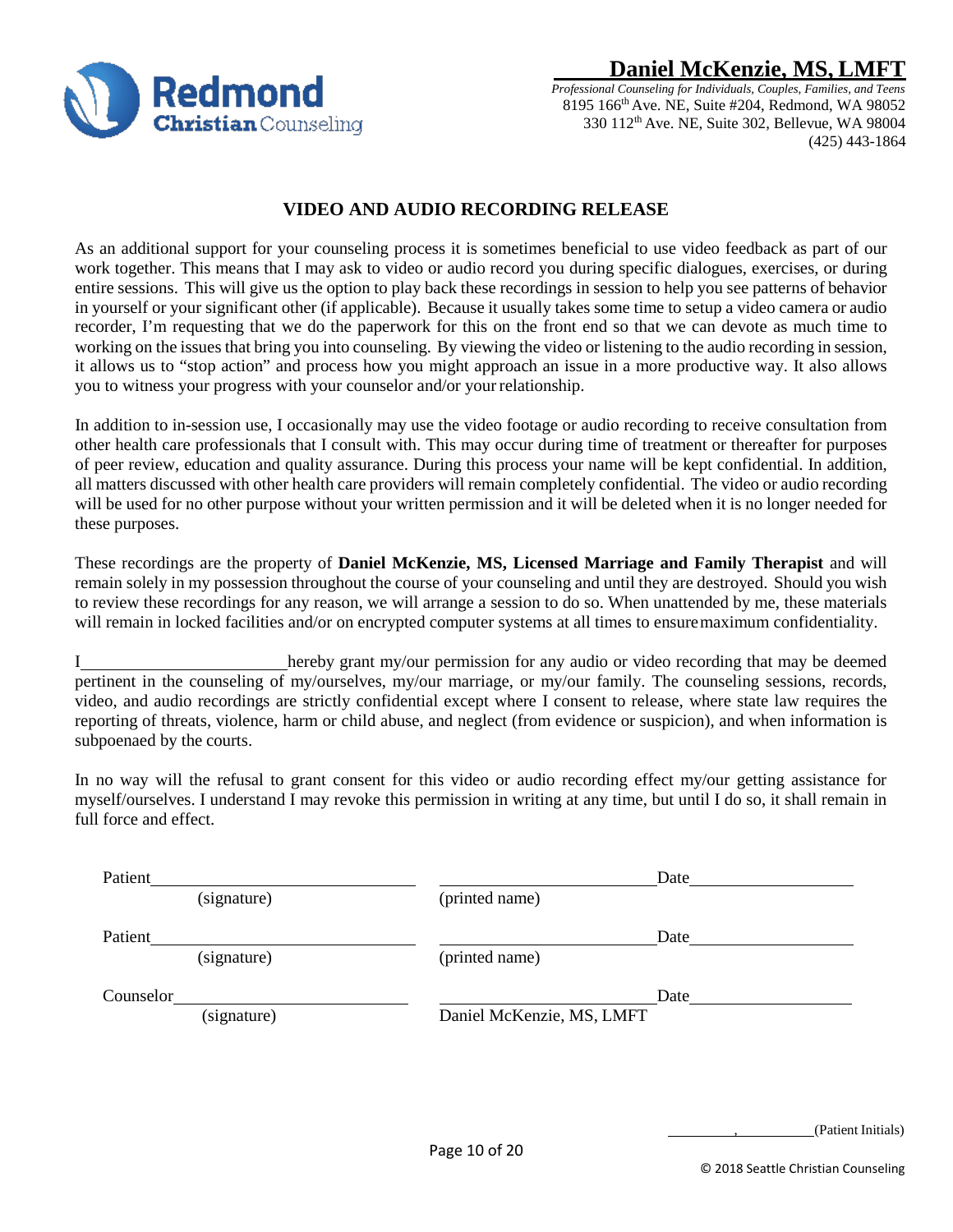**Redmond Christian Counseling**

**Daniel McKenzie, MS, LMFT**
*Professional Counseling for Individuals, Couples, Families, and Teens*
8195 166th Ave. NE, Suite #204, Redmond, WA 98052
330 112th Ave. NE, Suite 302, Bellevue, WA 98004
(425) 443-1864

## VIDEO AND AUDIO RECORDING RELEASE

As an additional support for your counseling process it is sometimes beneficial to use video feedback as part of our work together. This means that I may ask to video or audio record you during specific dialogues, exercises, or during entire sessions. This will give us the option to play back these recordings in session to help you see patterns of behavior in yourself or your significant other (if applicable). Because it usually takes some time to setup a video camera or audio recorder, I'm requesting that we do the paperwork for this on the front end so that we can devote as much time to working on the issues that bring you into counseling. By viewing the video or listening to the audio recording in session, it allows us to "stop action" and process how you might approach an issue in a more productive way. It also allows you to witness your progress with your counselor and/or your relationship.

In addition to in-session use, I occasionally may use the video footage or audio recording to receive consultation from other health care professionals that I consult with. This may occur during time of treatment or thereafter for purposes of peer review, education and quality assurance. During this process your name will be kept confidential. In addition, all matters discussed with other health care providers will remain completely confidential. The video or audio recording will be used for no other purpose without your written permission and it will be deleted when it is no longer needed for these purposes.

These recordings are the property of **Daniel McKenzie, MS, Licensed Marriage and Family Therapist** and will remain solely in my possession throughout the course of your counseling and until they are destroyed. Should you wish to review these recordings for any reason, we will arrange a session to do so. When unattended by me, these materials will remain in locked facilities and/or on encrypted computer systems at all times to ensure maximum confidentiality.

I________________________ hereby grant my/our permission for any audio or video recording that may be deemed pertinent in the counseling of my/ourselves, my/our marriage, or my/our family. The counseling sessions, records, video, and audio recordings are strictly confidential except where I consent to release, where state law requires the reporting of threats, violence, harm or child abuse, and neglect (from evidence or suspicion), and when information is subpoenaed by the courts.

In no way will the refusal to grant consent for this video or audio recording effect my/our getting assistance for myself/ourselves. I understand I may revoke this permission in writing at any time, but until I do so, it shall remain in full force and effect.

Patient ______________________________ ______________________________ Date ____________________
(signature) (printed name)

Patient ______________________________ ______________________________ Date ____________________
(signature) (printed name)

Counselor ______________________________ ______________________________ Date ____________________
(signature) Daniel McKenzie, MS, LMFT

__________, __________(Patient Initials)

© 2018 Seattle Christian Counseling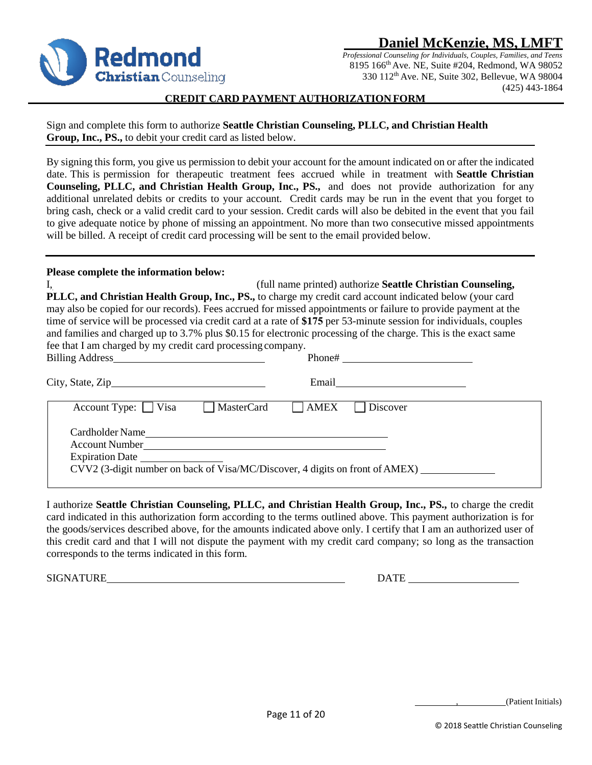Redmond Christian Counseling

# Daniel McKenzie, MS, LMFT

*Professional Counseling for Individuals, Couples, Families, and Teens*
8195 166th Ave. NE, Suite #204, Redmond, WA 98052
330 112th Ave. NE, Suite 302, Bellevue, WA 98004
(425) 443-1864

## CREDIT CARD PAYMENT AUTHORIZATION FORM

Sign and complete this form to authorize **Seattle Christian Counseling, PLLC, and Christian Health Group, Inc., PS.,** to debit your credit card as listed below.

By signing this form, you give us permission to debit your account for the amount indicated on or after the indicated date. This is permission for therapeutic treatment fees accrued while in treatment with **Seattle Christian Counseling, PLLC, and Christian Health Group, Inc., PS.,** and does not provide authorization for any additional unrelated debits or credits to your account. Credit cards may be run in the event that you forget to bring cash, check or a valid credit card to your session. Credit cards will also be debited in the event that you fail to give adequate notice by phone of missing an appointment. No more than two consecutive missed appointments will be billed. A receipt of credit card processing will be sent to the email provided below.

**Please complete the information below:**

I, ______________________ (full name printed) authorize **Seattle Christian Counseling, PLLC, and Christian Health Group, Inc., PS.,** to charge my credit card account indicated below (your card may also be copied for our records). Fees accrued for missed appointments or failure to provide payment at the time of service will be processed via credit card at a rate of **$175** per 53-minute session for individuals, couples and families and charged up to 3.7% plus $0.15 for electronic processing of the charge. This is the exact same fee that I am charged by my credit card processing company.

Billing Address ______________________ Phone# ______________________

City, State, Zip ______________________ Email ______________________

Account Type: ☐ Visa ☐ MasterCard ☐ AMEX ☐ Discover

Cardholder Name ______________________

Account Number ______________________

Expiration Date ______________________

CVV2 (3-digit number on back of Visa/MC/Discover, 4 digits on front of AMEX) ______________________

I authorize **Seattle Christian Counseling, PLLC, and Christian Health Group, Inc., PS.,** to charge the credit card indicated in this authorization form according to the terms outlined above. This payment authorization is for the goods/services described above, for the amounts indicated above only. I certify that I am an authorized user of this credit card and that I will not dispute the payment with my credit card company; so long as the transaction corresponds to the terms indicated in this form.

SIGNATURE ______________________ DATE ______________________

__________, __________(Patient Initials)

© 2018 Seattle Christian Counseling